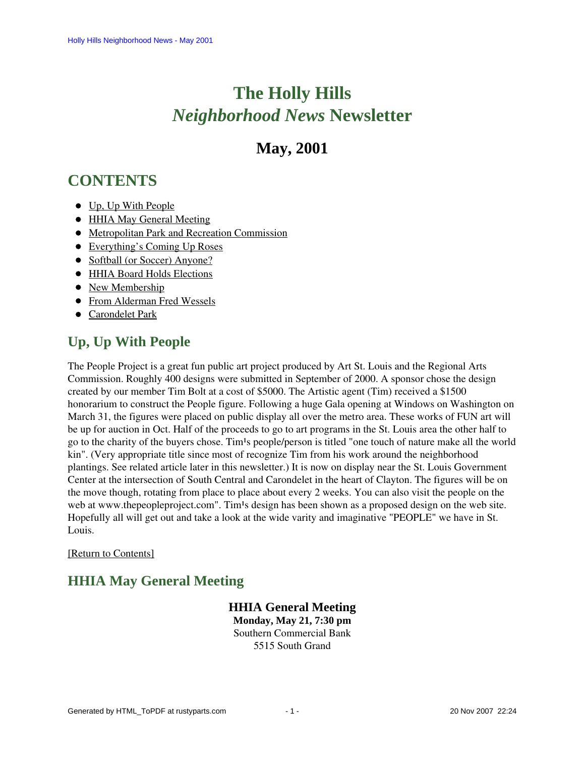# The Holly Hills *Neighborhood News* Newsletter

## May, 2001

## CONTENTS

- Up, Up With People
- HHIA May General Meeting
- Metropolitan Park and Recreation Commission
- Everything's Coming Up Roses
- Softball (or Soccer) Anyone?
- HHIA Board Holds Elections
- New Membership
- From Alderman Fred Wessels
- Carondelet Park

## Up, Up With People

The People Project is a great fun public art project produced by Art St. Louis and the Regional Arts Commission. Roughly 400 designs were submitted in September of 2000. A sponsor chose the design created by our member Tim Bolt at a cost of $5000. The Artistic agent (Tim) received a $1500 honorarium to construct the People figure. Following a huge Gala opening at Windows on Washington on March 31, the figures were placed on public display all over the metro area. These works of FUN art will be up for auction in Oct. Half of the proceeds to go to art programs in the St. Louis area the other half to go to the charity of the buyers chose. Tim¹s people/person is titled "one touch of nature make all the world kin". (Very appropriate title since most of recognize Tim from his work around the neighborhood plantings. See related article later in this newsletter.) It is now on display near the St. Louis Government Center at the intersection of South Central and Carondelet in the heart of Clayton. The figures will be on the move though, rotating from place to place about every 2 weeks. You can also visit the people on the web at www.thepeopleproject.com". Tim¹s design has been shown as a proposed design on the web site. Hopefully all will get out and take a look at the wide varity and imaginative "PEOPLE" we have in St. Louis.

[Return to Contents]

## HHIA May General Meeting

**HHIA General Meeting**
**Monday, May 21, 7:30 pm**
Southern Commercial Bank
5515 South Grand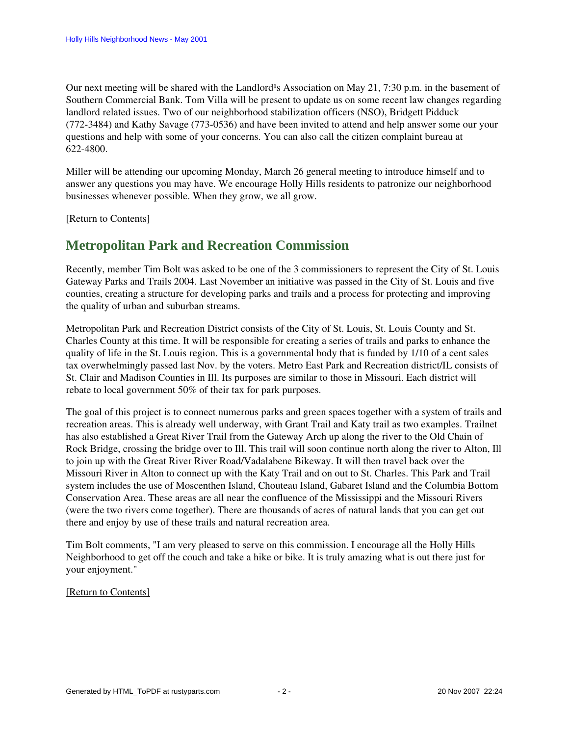Our next meeting will be shared with the Landlord¹s Association on May 21, 7:30 p.m. in the basement of Southern Commercial Bank. Tom Villa will be present to update us on some recent law changes regarding landlord related issues. Two of our neighborhood stabilization officers (NSO), Bridgett Pidduck (772-3484) and Kathy Savage (773-0536) and have been invited to attend and help answer some our your questions and help with some of your concerns. You can also call the citizen complaint bureau at 622-4800.

Miller will be attending our upcoming Monday, March 26 general meeting to introduce himself and to answer any questions you may have. We encourage Holly Hills residents to patronize our neighborhood businesses whenever possible. When they grow, we all grow.

[Return to Contents]

## Metropolitan Park and Recreation Commission

Recently, member Tim Bolt was asked to be one of the 3 commissioners to represent the City of St. Louis Gateway Parks and Trails 2004. Last November an initiative was passed in the City of St. Louis and five counties, creating a structure for developing parks and trails and a process for protecting and improving the quality of urban and suburban streams.

Metropolitan Park and Recreation District consists of the City of St. Louis, St. Louis County and St. Charles County at this time. It will be responsible for creating a series of trails and parks to enhance the quality of life in the St. Louis region. This is a governmental body that is funded by 1/10 of a cent sales tax overwhelmingly passed last Nov. by the voters. Metro East Park and Recreation district/IL consists of St. Clair and Madison Counties in Ill. Its purposes are similar to those in Missouri. Each district will rebate to local government 50% of their tax for park purposes.

The goal of this project is to connect numerous parks and green spaces together with a system of trails and recreation areas. This is already well underway, with Grant Trail and Katy trail as two examples. Trailnet has also established a Great River Trail from the Gateway Arch up along the river to the Old Chain of Rock Bridge, crossing the bridge over to Ill. This trail will soon continue north along the river to Alton, Ill to join up with the Great River River Road/Vadalabene Bikeway. It will then travel back over the Missouri River in Alton to connect up with the Katy Trail and on out to St. Charles. This Park and Trail system includes the use of Moscenthen Island, Chouteau Island, Gabaret Island and the Columbia Bottom Conservation Area. These areas are all near the confluence of the Mississippi and the Missouri Rivers (were the two rivers come together). There are thousands of acres of natural lands that you can get out there and enjoy by use of these trails and natural recreation area.

Tim Bolt comments, "I am very pleased to serve on this commission. I encourage all the Holly Hills Neighborhood to get off the couch and take a hike or bike. It is truly amazing what is out there just for your enjoyment."

[Return to Contents]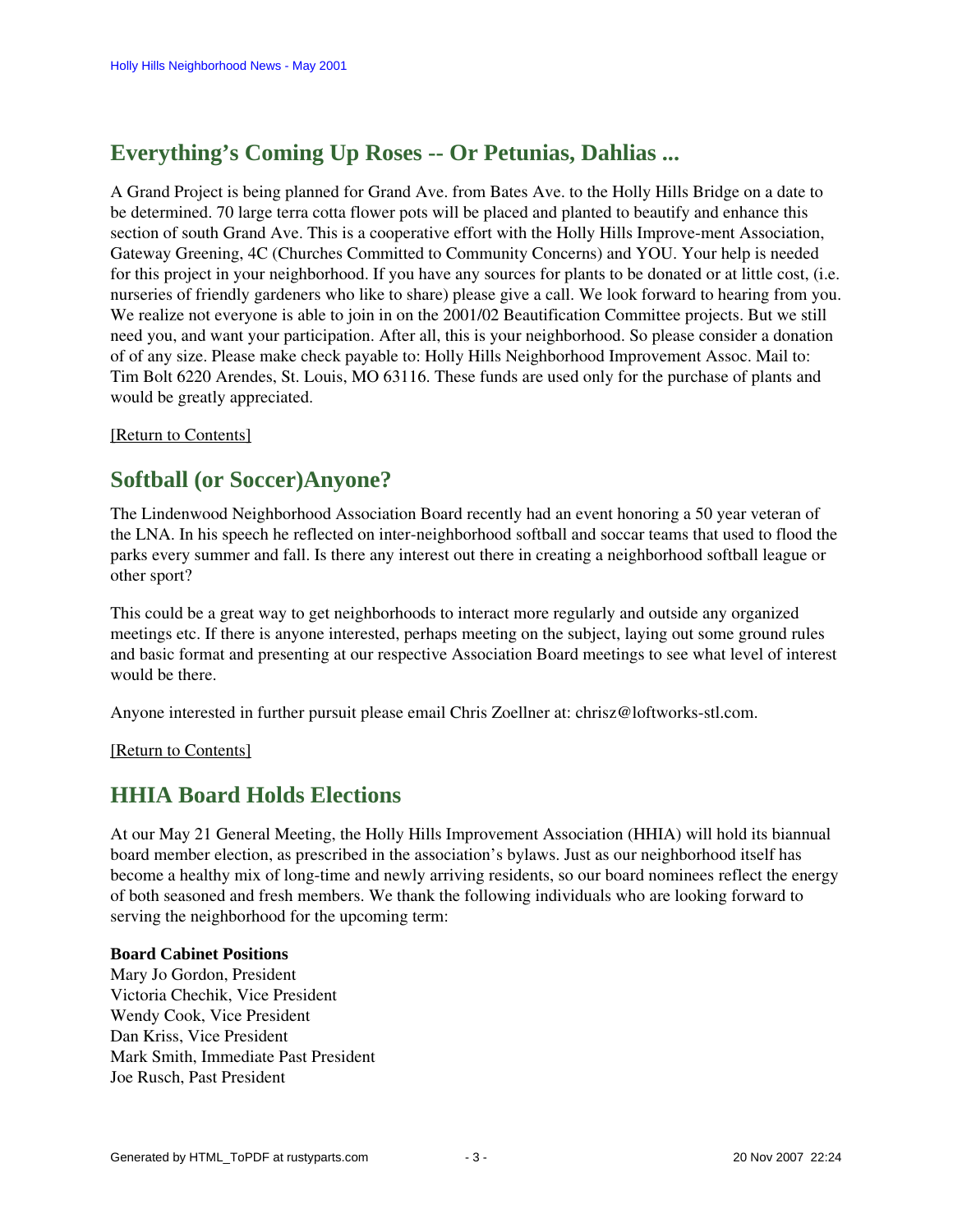## Everything's Coming Up Roses -- Or Petunias, Dahlias ...

A Grand Project is being planned for Grand Ave. from Bates Ave. to the Holly Hills Bridge on a date to be determined. 70 large terra cotta flower pots will be placed and planted to beautify and enhance this section of south Grand Ave. This is a cooperative effort with the Holly Hills Improve-ment Association, Gateway Greening, 4C (Churches Committed to Community Concerns) and YOU. Your help is needed for this project in your neighborhood. If you have any sources for plants to be donated or at little cost, (i.e. nurseries of friendly gardeners who like to share) please give a call. We look forward to hearing from you. We realize not everyone is able to join in on the 2001/02 Beautification Committee projects. But we still need you, and want your participation. After all, this is your neighborhood. So please consider a donation of of any size. Please make check payable to: Holly Hills Neighborhood Improvement Assoc. Mail to: Tim Bolt 6220 Arendes, St. Louis, MO 63116. These funds are used only for the purchase of plants and would be greatly appreciated.

[Return to Contents]

## Softball (or Soccer)Anyone?

The Lindenwood Neighborhood Association Board recently had an event honoring a 50 year veteran of the LNA. In his speech he reflected on inter-neighborhood softball and soccar teams that used to flood the parks every summer and fall. Is there any interest out there in creating a neighborhood softball league or other sport?

This could be a great way to get neighborhoods to interact more regularly and outside any organized meetings etc. If there is anyone interested, perhaps meeting on the subject, laying out some ground rules and basic format and presenting at our respective Association Board meetings to see what level of interest would be there.

Anyone interested in further pursuit please email Chris Zoellner at: chrisz@loftworks-stl.com.

[Return to Contents]

## HHIA Board Holds Elections

At our May 21 General Meeting, the Holly Hills Improvement Association (HHIA) will hold its biannual board member election, as prescribed in the association's bylaws. Just as our neighborhood itself has become a healthy mix of long-time and newly arriving residents, so our board nominees reflect the energy of both seasoned and fresh members. We thank the following individuals who are looking forward to serving the neighborhood for the upcoming term:

**Board Cabinet Positions**
Mary Jo Gordon, President
Victoria Chechik, Vice President
Wendy Cook, Vice President
Dan Kriss, Vice President
Mark Smith, Immediate Past President
Joe Rusch, Past President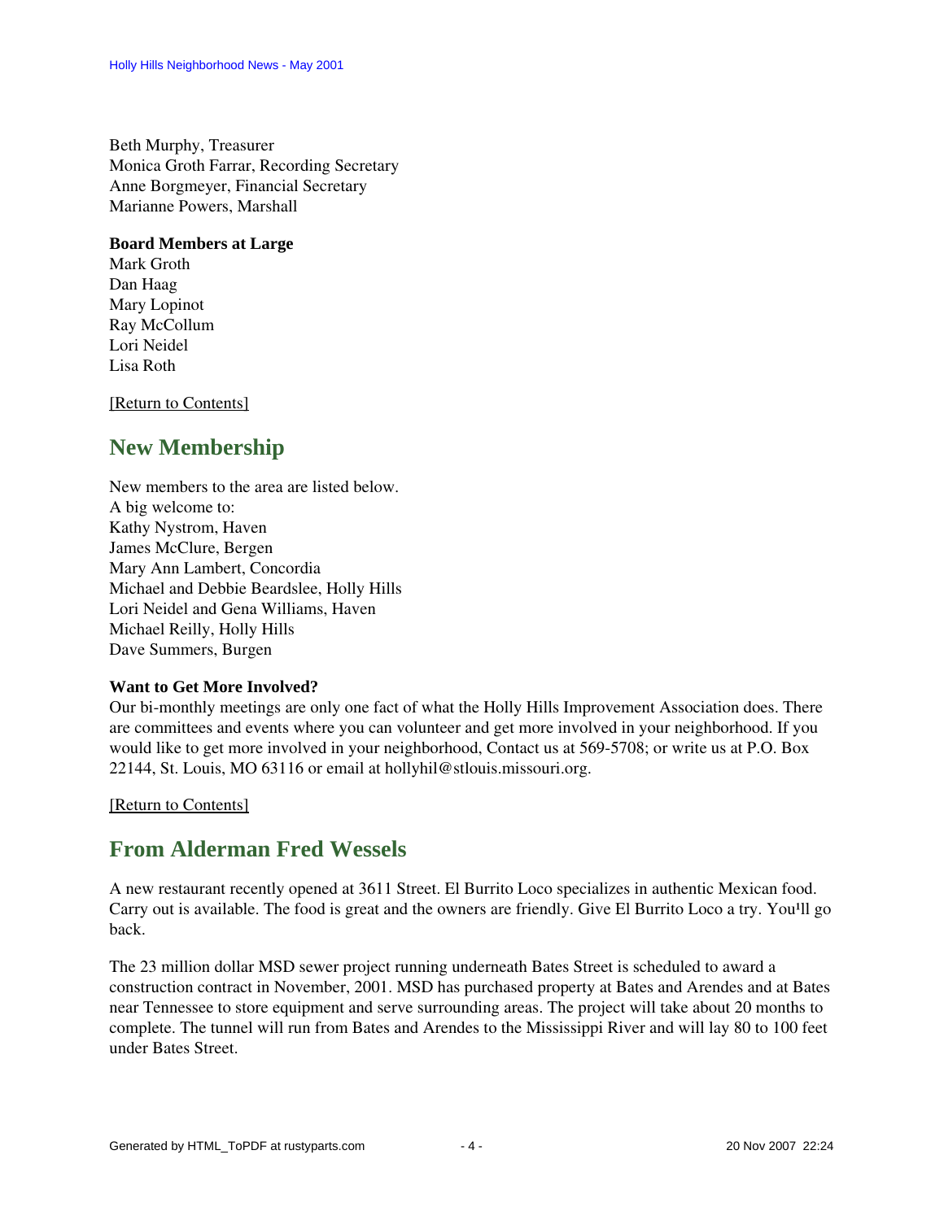Beth Murphy, Treasurer
Monica Groth Farrar, Recording Secretary
Anne Borgmeyer, Financial Secretary
Marianne Powers, Marshall

**Board Members at Large**
Mark Groth
Dan Haag
Mary Lopinot
Ray McCollum
Lori Neidel
Lisa Roth

[Return to Contents]

## New Membership

New members to the area are listed below.
A big welcome to:
Kathy Nystrom, Haven
James McClure, Bergen
Mary Ann Lambert, Concordia
Michael and Debbie Beardslee, Holly Hills
Lori Neidel and Gena Williams, Haven
Michael Reilly, Holly Hills
Dave Summers, Burgen

**Want to Get More Involved?**
Our bi-monthly meetings are only one fact of what the Holly Hills Improvement Association does. There are committees and events where you can volunteer and get more involved in your neighborhood. If you would like to get more involved in your neighborhood, Contact us at 569-5708; or write us at P.O. Box 22144, St. Louis, MO 63116 or email at hollyhil@stlouis.missouri.org.

[Return to Contents]

## From Alderman Fred Wessels

A new restaurant recently opened at 3611 Street. El Burrito Loco specializes in authentic Mexican food. Carry out is available. The food is great and the owners are friendly. Give El Burrito Loco a try. You'll go back.

The 23 million dollar MSD sewer project running underneath Bates Street is scheduled to award a construction contract in November, 2001. MSD has purchased property at Bates and Arendes and at Bates near Tennessee to store equipment and serve surrounding areas. The project will take about 20 months to complete. The tunnel will run from Bates and Arendes to the Mississippi River and will lay 80 to 100 feet under Bates Street.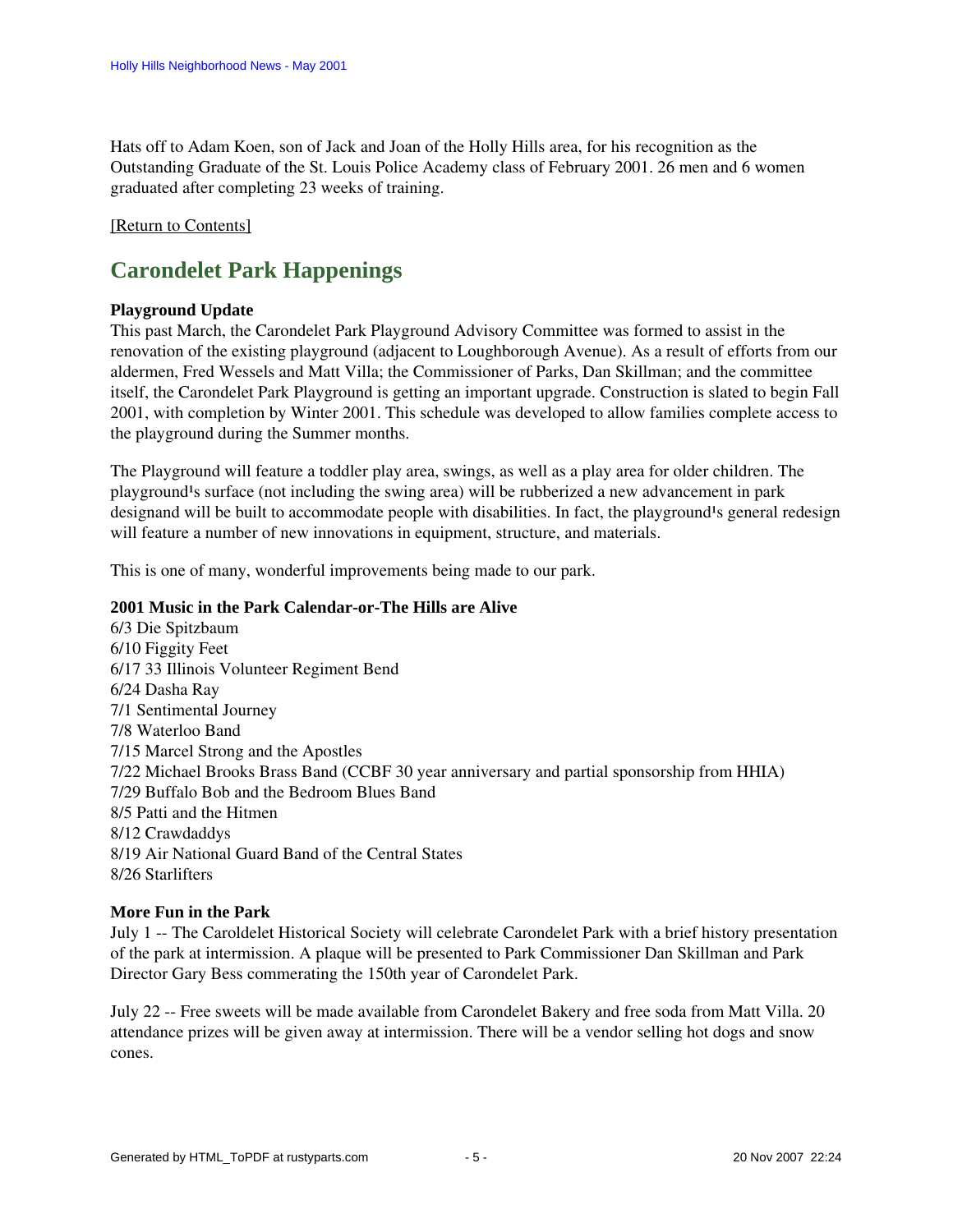Hats off to Adam Koen, son of Jack and Joan of the Holly Hills area, for his recognition as the Outstanding Graduate of the St. Louis Police Academy class of February 2001. 26 men and 6 women graduated after completing 23 weeks of training.

[Return to Contents]

## Carondelet Park Happenings

**Playground Update**
This past March, the Carondelet Park Playground Advisory Committee was formed to assist in the renovation of the existing playground (adjacent to Loughborough Avenue). As a result of efforts from our aldermen, Fred Wessels and Matt Villa; the Commissioner of Parks, Dan Skillman; and the committee itself, the Carondelet Park Playground is getting an important upgrade. Construction is slated to begin Fall 2001, with completion by Winter 2001. This schedule was developed to allow families complete access to the playground during the Summer months.

The Playground will feature a toddler play area, swings, as well as a play area for older children. The playground¹s surface (not including the swing area) will be rubberized a new advancement in park designand will be built to accommodate people with disabilities. In fact, the playground¹s general redesign will feature a number of new innovations in equipment, structure, and materials.

This is one of many, wonderful improvements being made to our park.

**2001 Music in the Park Calendar-or-The Hills are Alive**
6/3 Die Spitzbaum
6/10 Figgity Feet
6/17 33 Illinois Volunteer Regiment Bend
6/24 Dasha Ray
7/1 Sentimental Journey
7/8 Waterloo Band
7/15 Marcel Strong and the Apostles
7/22 Michael Brooks Brass Band (CCBF 30 year anniversary and partial sponsorship from HHIA)
7/29 Buffalo Bob and the Bedroom Blues Band
8/5 Patti and the Hitmen
8/12 Crawdaddys
8/19 Air National Guard Band of the Central States
8/26 Starlifters

**More Fun in the Park**
July 1 -- The Caroldelet Historical Society will celebrate Carondelet Park with a brief history presentation of the park at intermission. A plaque will be presented to Park Commissioner Dan Skillman and Park Director Gary Bess commerating the 150th year of Carondelet Park.

July 22 -- Free sweets will be made available from Carondelet Bakery and free soda from Matt Villa. 20 attendance prizes will be given away at intermission. There will be a vendor selling hot dogs and snow cones.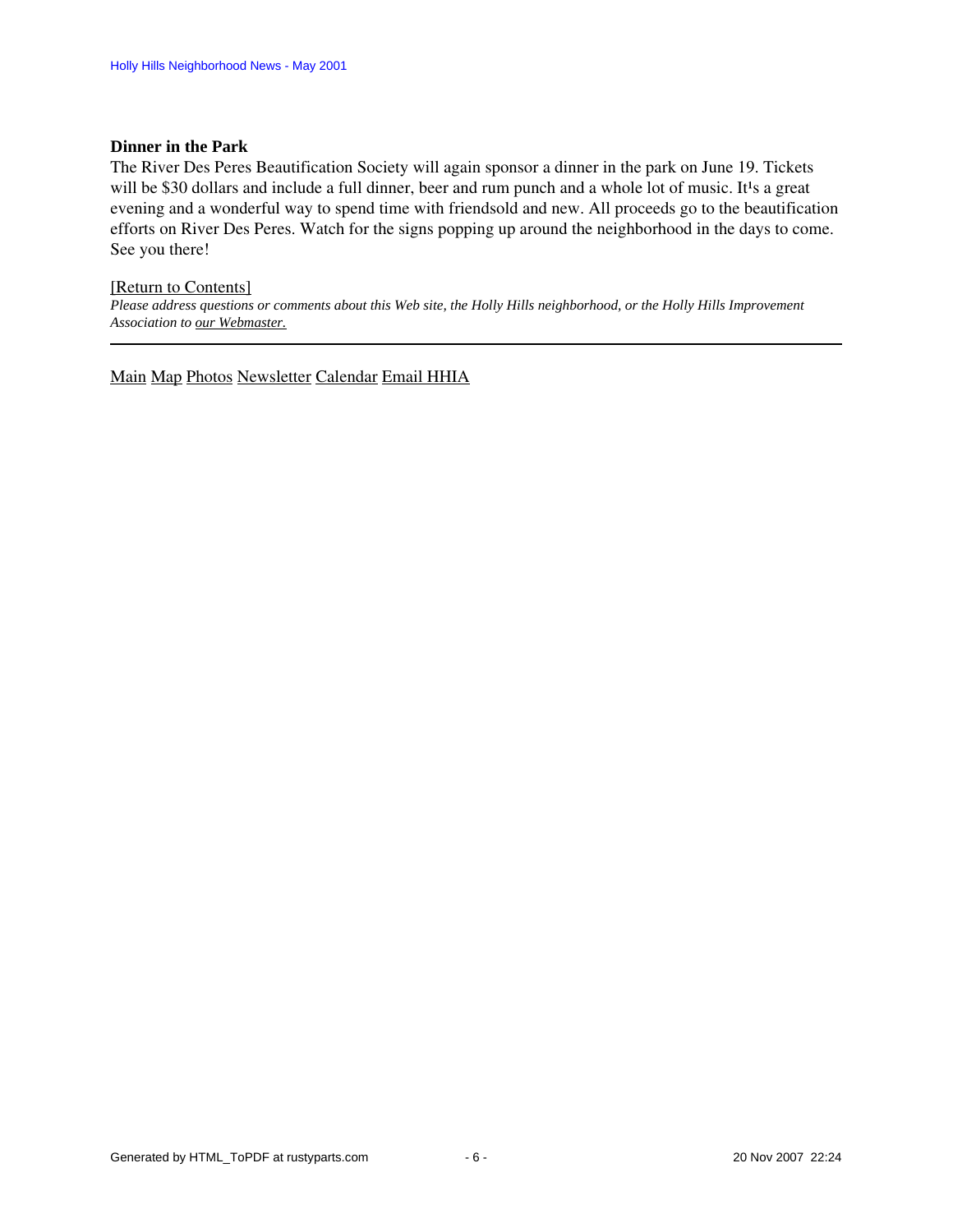**Dinner in the Park**

The River Des Peres Beautification Society will again sponsor a dinner in the park on June 19. Tickets will be $30 dollars and include a full dinner, beer and rum punch and a whole lot of music. It¹s a great evening and a wonderful way to spend time with friendsold and new. All proceeds go to the beautification efforts on River Des Peres. Watch for the signs popping up around the neighborhood in the days to come. See you there!

[Return to Contents]

*Please address questions or comments about this Web site, the Holly Hills neighborhood, or the Holly Hills Improvement Association to our Webmaster.*

---

Main Map Photos Newsletter Calendar Email HHIA